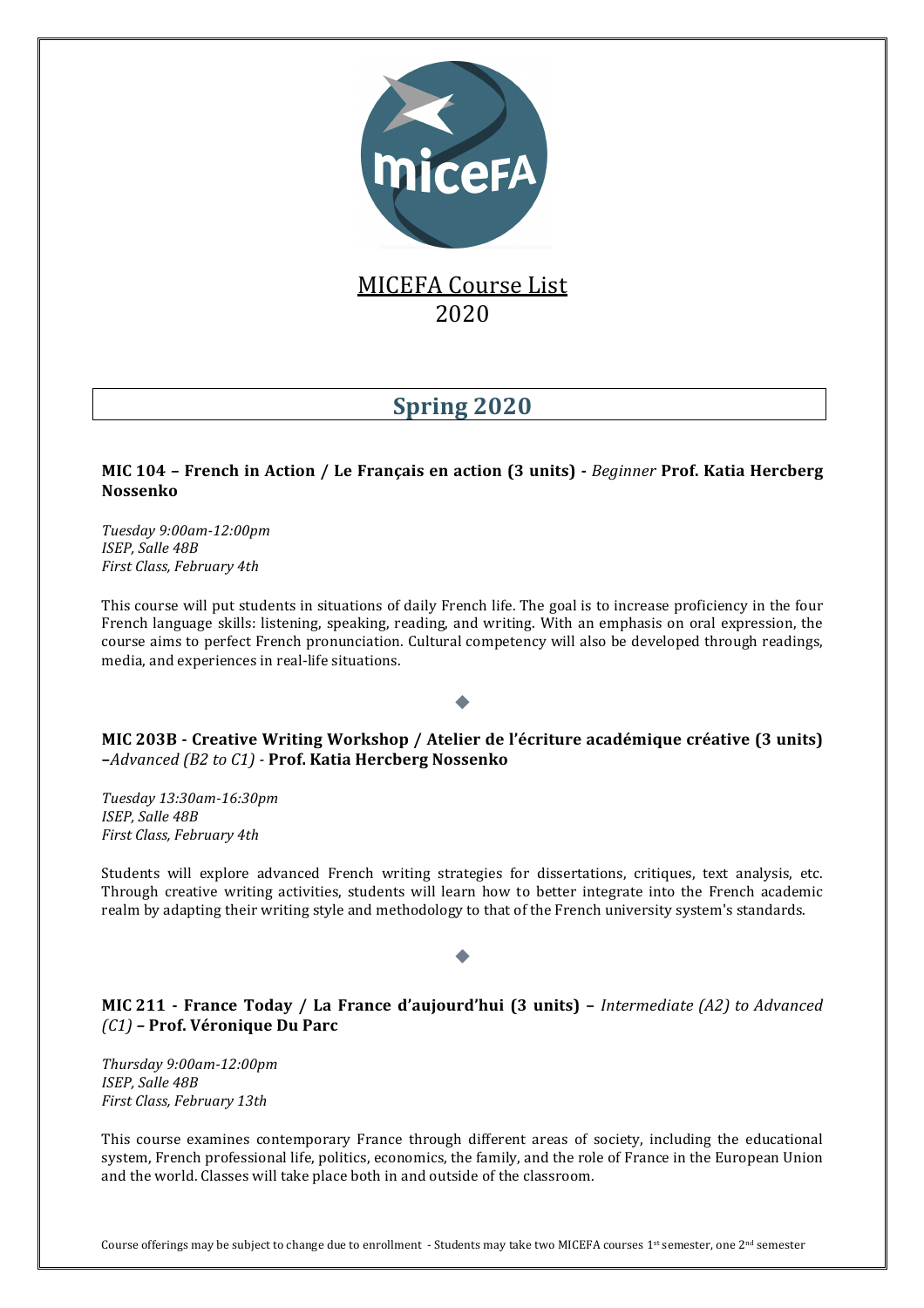# MICEFA Course List
# 2020

## Spring 2020

### MIC 104 – French in Action / Le Français en action (3 units) - *Beginner* Prof. Katia Hercberg Nossenko

*Tuesday 9:00am-12:00pm*
*ISEP, Salle 48B*
*First Class, February 4th*

This course will put students in situations of daily French life. The goal is to increase proficiency in the four French language skills: listening, speaking, reading, and writing. With an emphasis on oral expression, the course aims to perfect French pronunciation. Cultural competency will also be developed through readings, media, and experiences in real-life situations.

◆

### MIC 203B - Creative Writing Workshop / Atelier de l'écriture académique créative (3 units) –*Advanced (B2 to C1)* - Prof. Katia Hercberg Nossenko

*Tuesday 13:30am-16:30pm*
*ISEP, Salle 48B*
*First Class, February 4th*

Students will explore advanced French writing strategies for dissertations, critiques, text analysis, etc. Through creative writing activities, students will learn how to better integrate into the French academic realm by adapting their writing style and methodology to that of the French university system's standards.

◆

### MIC 211 - France Today / La France d'aujourd'hui (3 units) – *Intermediate (A2) to Advanced (C1)* – Prof. Véronique Du Parc

*Thursday 9:00am-12:00pm*
*ISEP, Salle 48B*
*First Class, February 13th*

This course examines contemporary France through different areas of society, including the educational system, French professional life, politics, economics, the family, and the role of France in the European Union and the world. Classes will take place both in and outside of the classroom.

Course offerings may be subject to change due to enrollment - Students may take two MICEFA courses 1st semester, one 2nd semester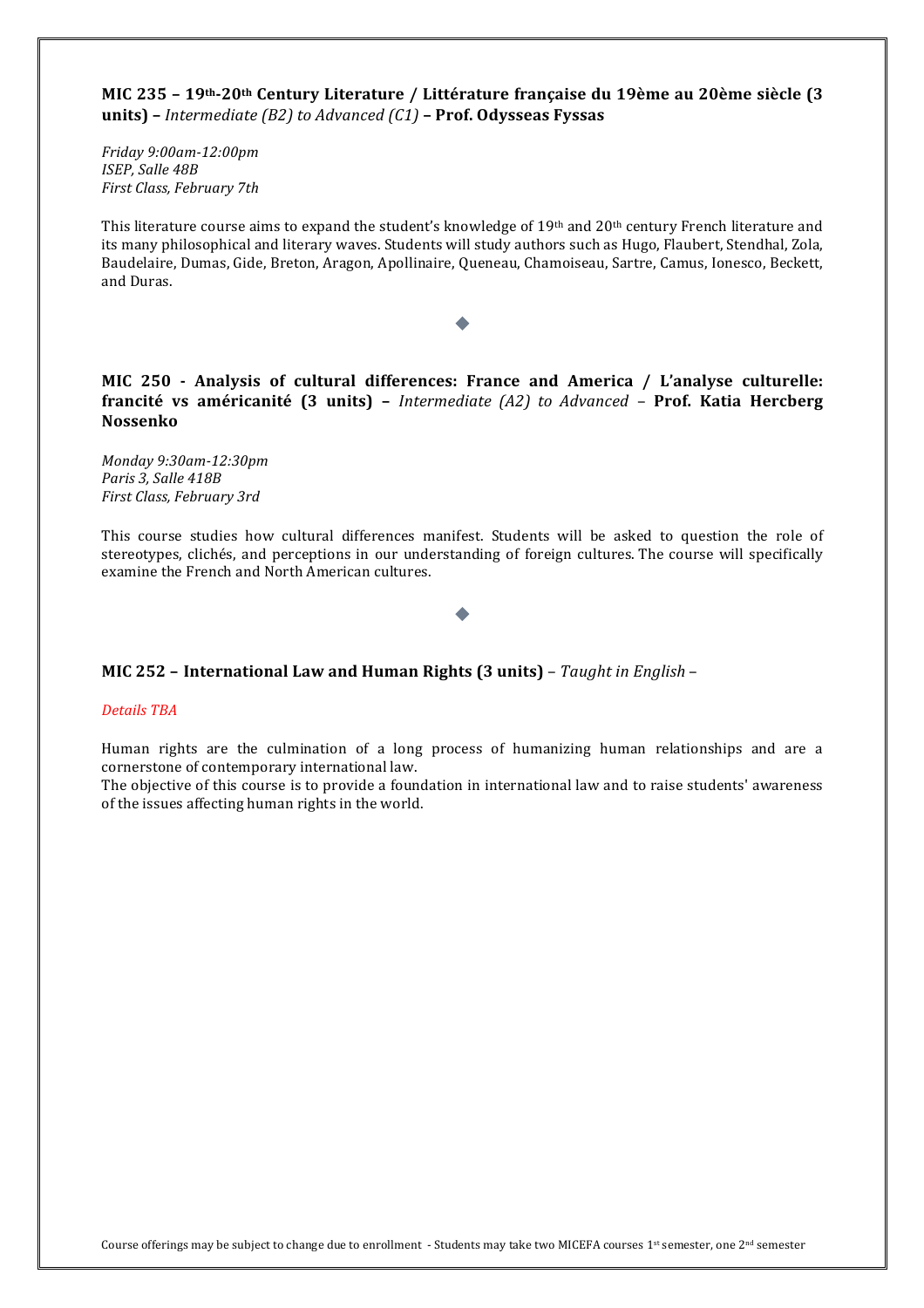**MIC 235 – 19th-20th Century Literature / Littérature française du 19ème au 20ème siècle (3 units) –** *Intermediate (B2) to Advanced (C1)* **– Prof. Odysseas Fyssas**

*Friday 9:00am-12:00pm*
*ISEP, Salle 48B*
*First Class, February 7th*

This literature course aims to expand the student's knowledge of 19th and 20th century French literature and its many philosophical and literary waves. Students will study authors such as Hugo, Flaubert, Stendhal, Zola, Baudelaire, Dumas, Gide, Breton, Aragon, Apollinaire, Queneau, Chamoiseau, Sartre, Camus, Ionesco, Beckett, and Duras.

◆

**MIC 250 - Analysis of cultural differences: France and America / L'analyse culturelle: francité vs américanité (3 units) –** *Intermediate (A2) to Advanced* **– Prof. Katia Hercberg Nossenko**

*Monday 9:30am-12:30pm*
*Paris 3, Salle 418B*
*First Class, February 3rd*

This course studies how cultural differences manifest. Students will be asked to question the role of stereotypes, clichés, and perceptions in our understanding of foreign cultures. The course will specifically examine the French and North American cultures.

◆

**MIC 252 – International Law and Human Rights (3 units)** – *Taught in English* –

*Details TBA*

Human rights are the culmination of a long process of humanizing human relationships and are a cornerstone of contemporary international law.
The objective of this course is to provide a foundation in international law and to raise students' awareness of the issues affecting human rights in the world.

Course offerings may be subject to change due to enrollment - Students may take two MICEFA courses 1st semester, one 2nd semester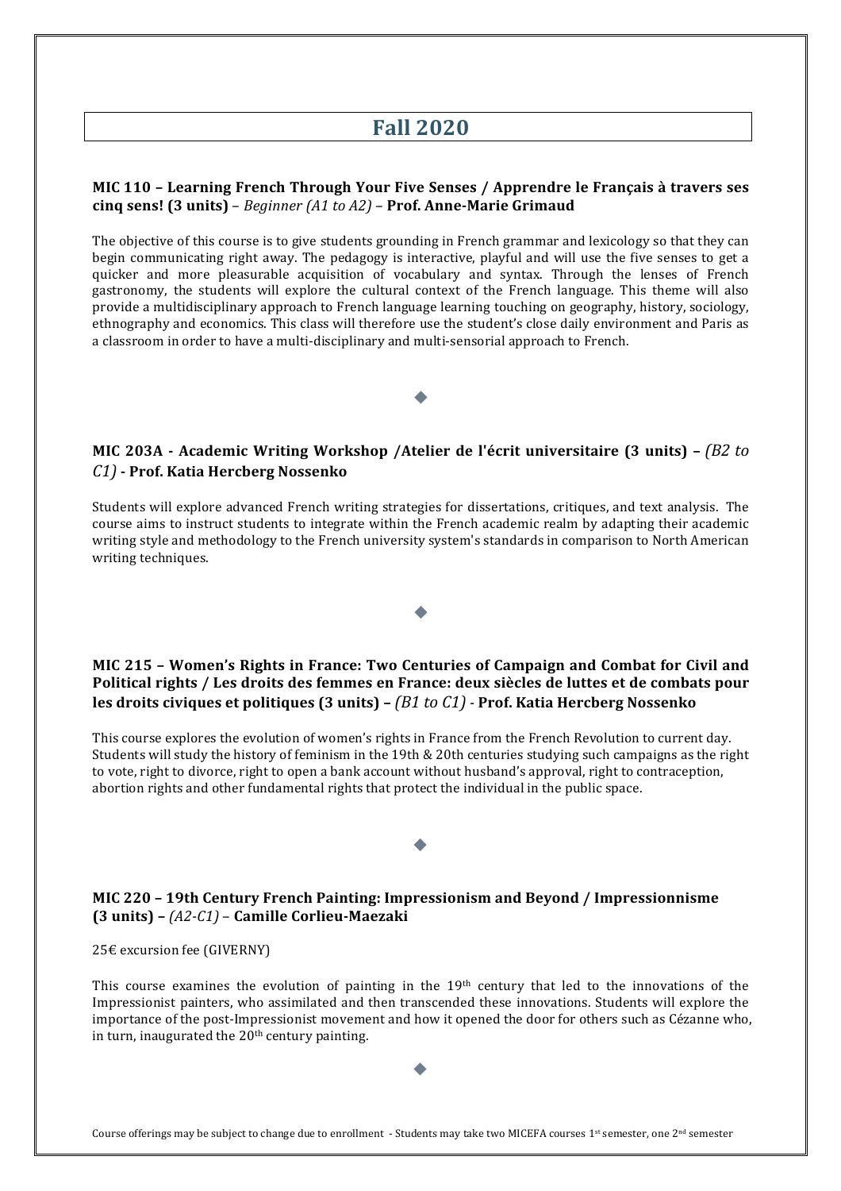# Fall 2020

### MIC 110 – Learning French Through Your Five Senses / Apprendre le Français à travers ses cinq sens! (3 units) – *Beginner (A1 to A2)* – Prof. Anne-Marie Grimaud

The objective of this course is to give students grounding in French grammar and lexicology so that they can begin communicating right away. The pedagogy is interactive, playful and will use the five senses to get a quicker and more pleasurable acquisition of vocabulary and syntax. Through the lenses of French gastronomy, the students will explore the cultural context of the French language. This theme will also provide a multidisciplinary approach to French language learning touching on geography, history, sociology, ethnography and economics. This class will therefore use the student's close daily environment and Paris as a classroom in order to have a multi-disciplinary and multi-sensorial approach to French.

◆

### MIC 203A - Academic Writing Workshop /Atelier de l'écrit universitaire (3 units) – *(B2 to C1)* - Prof. Katia Hercberg Nossenko

Students will explore advanced French writing strategies for dissertations, critiques, and text analysis. The course aims to instruct students to integrate within the French academic realm by adapting their academic writing style and methodology to the French university system's standards in comparison to North American writing techniques.

◆

### MIC 215 – Women's Rights in France: Two Centuries of Campaign and Combat for Civil and Political rights / Les droits des femmes en France: deux siècles de luttes et de combats pour les droits civiques et politiques (3 units) – *(B1 to C1)* - Prof. Katia Hercberg Nossenko

This course explores the evolution of women's rights in France from the French Revolution to current day. Students will study the history of feminism in the 19th & 20th centuries studying such campaigns as the right to vote, right to divorce, right to open a bank account without husband's approval, right to contraception, abortion rights and other fundamental rights that protect the individual in the public space.

◆

### MIC 220 – 19th Century French Painting: Impressionism and Beyond / Impressionnisme (3 units) – *(A2-C1)* – Camille Corlieu-Maezaki

25€ excursion fee (GIVERNY)

This course examines the evolution of painting in the 19th century that led to the innovations of the Impressionist painters, who assimilated and then transcended these innovations. Students will explore the importance of the post-Impressionist movement and how it opened the door for others such as Cézanne who, in turn, inaugurated the 20th century painting.

◆

Course offerings may be subject to change due to enrollment - Students may take two MICEFA courses 1st semester, one 2nd semester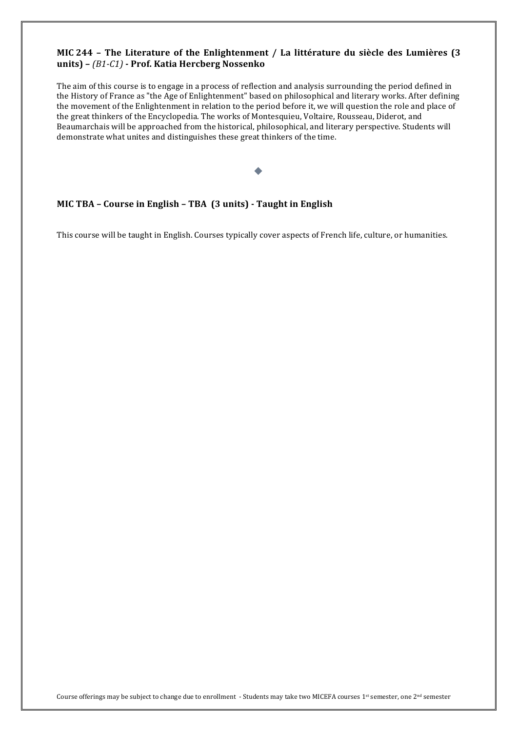### MIC 244 – The Literature of the Enlightenment / La littérature du siècle des Lumières (3 units) – *(B1-C1)* - Prof. Katia Hercberg Nossenko

The aim of this course is to engage in a process of reflection and analysis surrounding the period defined in the History of France as "the Age of Enlightenment" based on philosophical and literary works. After defining the movement of the Enlightenment in relation to the period before it, we will question the role and place of the great thinkers of the Encyclopedia. The works of Montesquieu, Voltaire, Rousseau, Diderot, and Beaumarchais will be approached from the historical, philosophical, and literary perspective. Students will demonstrate what unites and distinguishes these great thinkers of the time.

◆

### MIC TBA – Course in English – TBA (3 units) - Taught in English

This course will be taught in English. Courses typically cover aspects of French life, culture, or humanities.

Course offerings may be subject to change due to enrollment - Students may take two MICEFA courses 1st semester, one 2nd semester